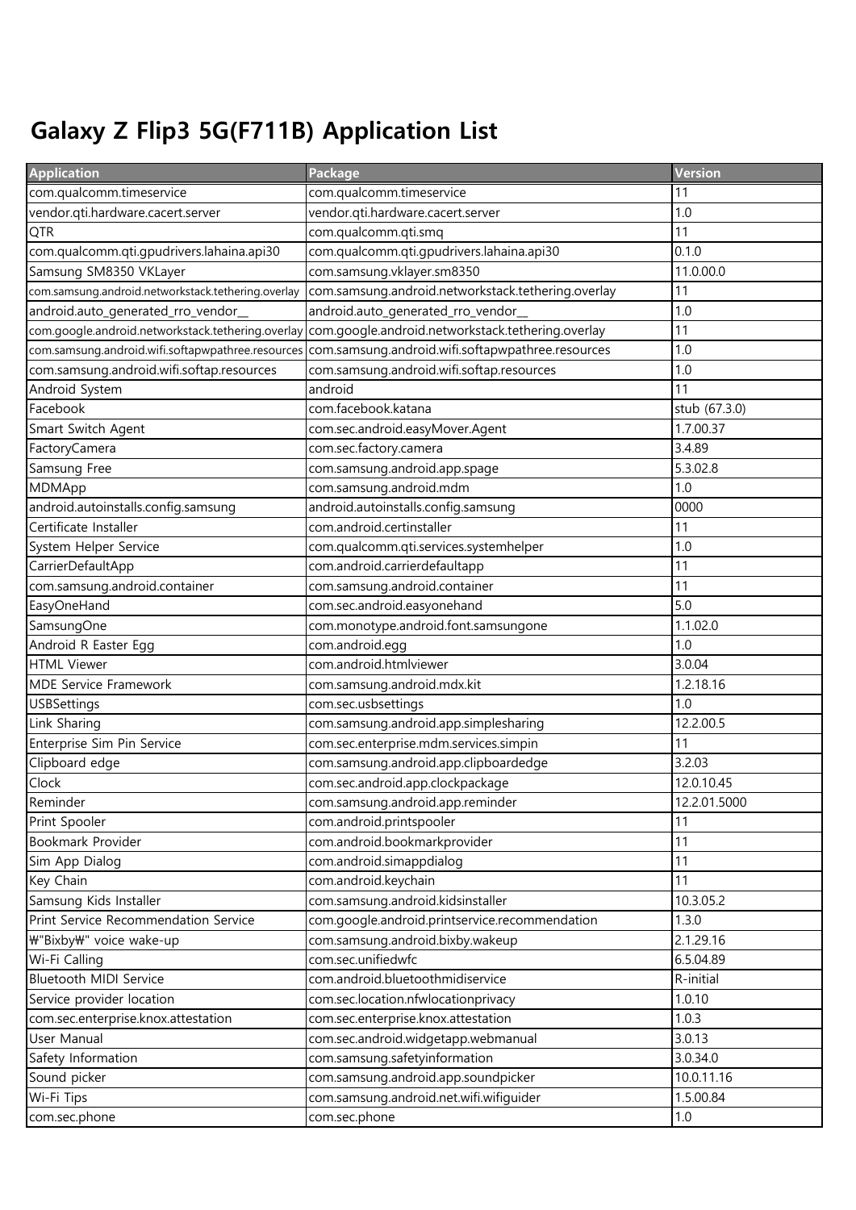# Galaxy Z Flip3 5G(F711B) Application List

| Application | Package | Version |
|---|---|---|
| com.qualcomm.timeservice | com.qualcomm.timeservice | 11 |
| vendor.qti.hardware.cacert.server | vendor.qti.hardware.cacert.server | 1.0 |
| QTR | com.qualcomm.qti.smq | 11 |
| com.qualcomm.qti.gpudrivers.lahaina.api30 | com.qualcomm.qti.gpudrivers.lahaina.api30 | 0.1.0 |
| Samsung SM8350 VKLayer | com.samsung.vklayer.sm8350 | 11.0.00.0 |
| com.samsung.android.networkstack.tethering.overlay | com.samsung.android.networkstack.tethering.overlay | 11 |
| android.auto_generated_rro_vendor__ | android.auto_generated_rro_vendor__ | 1.0 |
| com.google.android.networkstack.tethering.overlay | com.google.android.networkstack.tethering.overlay | 11 |
| com.samsung.android.wifi.softapwpathree.resources | com.samsung.android.wifi.softapwpathree.resources | 1.0 |
| com.samsung.android.wifi.softap.resources | com.samsung.android.wifi.softap.resources | 1.0 |
| Android System | android | 11 |
| Facebook | com.facebook.katana | stub (67.3.0) |
| Smart Switch Agent | com.sec.android.easyMover.Agent | 1.7.00.37 |
| FactoryCamera | com.sec.factory.camera | 3.4.89 |
| Samsung Free | com.samsung.android.app.spage | 5.3.02.8 |
| MDMApp | com.samsung.android.mdm | 1.0 |
| android.autoinstalls.config.samsung | android.autoinstalls.config.samsung | 0000 |
| Certificate Installer | com.android.certinstaller | 11 |
| System Helper Service | com.qualcomm.qti.services.systemhelper | 1.0 |
| CarrierDefaultApp | com.android.carrierdefaultapp | 11 |
| com.samsung.android.container | com.samsung.android.container | 11 |
| EasyOneHand | com.sec.android.easyonehand | 5.0 |
| SamsungOne | com.monotype.android.font.samsungone | 1.1.02.0 |
| Android R Easter Egg | com.android.egg | 1.0 |
| HTML Viewer | com.android.htmlviewer | 3.0.04 |
| MDE Service Framework | com.samsung.android.mdx.kit | 1.2.18.16 |
| USBSettings | com.sec.usbsettings | 1.0 |
| Link Sharing | com.samsung.android.app.simplesharing | 12.2.00.5 |
| Enterprise Sim Pin Service | com.sec.enterprise.mdm.services.simpin | 11 |
| Clipboard edge | com.samsung.android.app.clipboardedge | 3.2.03 |
| Clock | com.sec.android.app.clockpackage | 12.0.10.45 |
| Reminder | com.samsung.android.app.reminder | 12.2.01.5000 |
| Print Spooler | com.android.printspooler | 11 |
| Bookmark Provider | com.android.bookmarkprovider | 11 |
| Sim App Dialog | com.android.simappdialog | 11 |
| Key Chain | com.android.keychain | 11 |
| Samsung Kids Installer | com.samsung.android.kidsinstaller | 10.3.05.2 |
| Print Service Recommendation Service | com.google.android.printservice.recommendation | 1.3.0 |
| ₩"Bixby₩" voice wake-up | com.samsung.android.bixby.wakeup | 2.1.29.16 |
| Wi-Fi Calling | com.sec.unifiedwfc | 6.5.04.89 |
| Bluetooth MIDI Service | com.android.bluetoothmidiservice | R-initial |
| Service provider location | com.sec.location.nfwlocationprivacy | 1.0.10 |
| com.sec.enterprise.knox.attestation | com.sec.enterprise.knox.attestation | 1.0.3 |
| User Manual | com.sec.android.widgetapp.webmanual | 3.0.13 |
| Safety Information | com.samsung.safetyinformation | 3.0.34.0 |
| Sound picker | com.samsung.android.app.soundpicker | 10.0.11.16 |
| Wi-Fi Tips | com.samsung.android.net.wifi.wifiguider | 1.5.00.84 |
| com.sec.phone | com.sec.phone | 1.0 |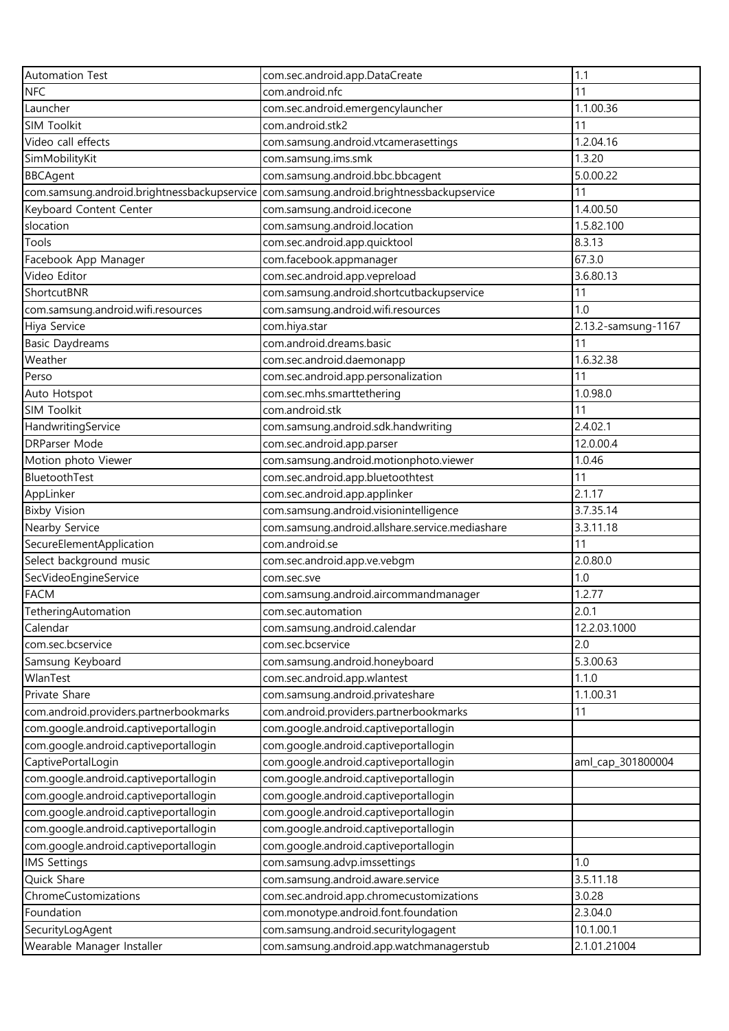| Automation Test | com.sec.android.app.DataCreate | 1.1 |
|---|---|---|
| NFC | com.android.nfc | 11 |
| Launcher | com.sec.android.emergencylauncher | 1.1.00.36 |
| SIM Toolkit | com.android.stk2 | 11 |
| Video call effects | com.samsung.android.vtcamerasettings | 1.2.04.16 |
| SimMobilityKit | com.samsung.ims.smk | 1.3.20 |
| BBCAgent | com.samsung.android.bbc.bbcagent | 5.0.00.22 |
| com.samsung.android.brightnessbackupservice | com.samsung.android.brightnessbackupservice | 11 |
| Keyboard Content Center | com.samsung.android.icecone | 1.4.00.50 |
| slocation | com.samsung.android.location | 1.5.82.100 |
| Tools | com.sec.android.app.quicktool | 8.3.13 |
| Facebook App Manager | com.facebook.appmanager | 67.3.0 |
| Video Editor | com.sec.android.app.vepreload | 3.6.80.13 |
| ShortcutBNR | com.samsung.android.shortcutbackupservice | 11 |
| com.samsung.android.wifi.resources | com.samsung.android.wifi.resources | 1.0 |
| Hiya Service | com.hiya.star | 2.13.2-samsung-1167 |
| Basic Daydreams | com.android.dreams.basic | 11 |
| Weather | com.sec.android.daemonapp | 1.6.32.38 |
| Perso | com.sec.android.app.personalization | 11 |
| Auto Hotspot | com.sec.mhs.smarttethering | 1.0.98.0 |
| SIM Toolkit | com.android.stk | 11 |
| HandwritingService | com.samsung.android.sdk.handwriting | 2.4.02.1 |
| DRParser Mode | com.sec.android.app.parser | 12.0.00.4 |
| Motion photo Viewer | com.samsung.android.motionphoto.viewer | 1.0.46 |
| BluetoothTest | com.sec.android.app.bluetoothtest | 11 |
| AppLinker | com.sec.android.app.applinker | 2.1.17 |
| Bixby Vision | com.samsung.android.visionintelligence | 3.7.35.14 |
| Nearby Service | com.samsung.android.allshare.service.mediashare | 3.3.11.18 |
| SecureElementApplication | com.android.se | 11 |
| Select background music | com.sec.android.app.ve.vebgm | 2.0.80.0 |
| SecVideoEngineService | com.sec.sve | 1.0 |
| FACM | com.samsung.android.aircommandmanager | 1.2.77 |
| TetheringAutomation | com.sec.automation | 2.0.1 |
| Calendar | com.samsung.android.calendar | 12.2.03.1000 |
| com.sec.bcservice | com.sec.bcservice | 2.0 |
| Samsung Keyboard | com.samsung.android.honeyboard | 5.3.00.63 |
| WlanTest | com.sec.android.app.wlantest | 1.1.0 |
| Private Share | com.samsung.android.privateshare | 1.1.00.31 |
| com.android.providers.partnerbookmarks | com.android.providers.partnerbookmarks | 11 |
| com.google.android.captiveportallogin | com.google.android.captiveportallogin | |
| com.google.android.captiveportallogin | com.google.android.captiveportallogin | |
| CaptivePortalLogin | com.google.android.captiveportallogin | aml_cap_301800004 |
| com.google.android.captiveportallogin | com.google.android.captiveportallogin | |
| com.google.android.captiveportallogin | com.google.android.captiveportallogin | |
| com.google.android.captiveportallogin | com.google.android.captiveportallogin | |
| com.google.android.captiveportallogin | com.google.android.captiveportallogin | |
| com.google.android.captiveportallogin | com.google.android.captiveportallogin | |
| IMS Settings | com.samsung.advp.imssettings | 1.0 |
| Quick Share | com.samsung.android.aware.service | 3.5.11.18 |
| ChromeCustomizations | com.sec.android.app.chromecustomizations | 3.0.28 |
| Foundation | com.monotype.android.font.foundation | 2.3.04.0 |
| SecurityLogAgent | com.samsung.android.securitylogagent | 10.1.00.1 |
| Wearable Manager Installer | com.samsung.android.app.watchmanagerstub | 2.1.01.21004 |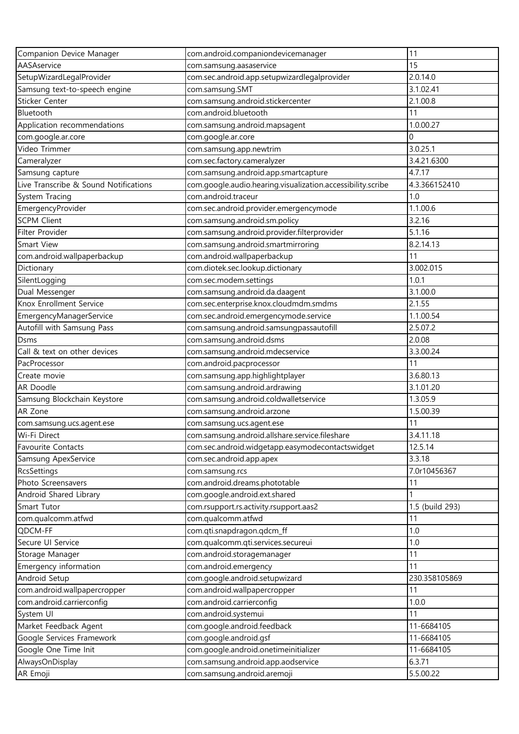| Companion Device Manager | com.android.companiondevicemanager | 11 |
|---|---|---|
| AASAservice | com.samsung.aasaservice | 15 |
| SetupWizardLegalProvider | com.sec.android.app.setupwizardlegalprovider | 2.0.14.0 |
| Samsung text-to-speech engine | com.samsung.SMT | 3.1.02.41 |
| Sticker Center | com.samsung.android.stickercenter | 2.1.00.8 |
| Bluetooth | com.android.bluetooth | 11 |
| Application recommendations | com.samsung.android.mapsagent | 1.0.00.27 |
| com.google.ar.core | com.google.ar.core | 0 |
| Video Trimmer | com.samsung.app.newtrim | 3.0.25.1 |
| Cameralyzer | com.sec.factory.cameralyzer | 3.4.21.6300 |
| Samsung capture | com.samsung.android.app.smartcapture | 4.7.17 |
| Live Transcribe & Sound Notifications | com.google.audio.hearing.visualization.accessibility.scribe | 4.3.366152410 |
| System Tracing | com.android.traceur | 1.0 |
| EmergencyProvider | com.sec.android.provider.emergencymode | 1.1.00.6 |
| SCPM Client | com.samsung.android.sm.policy | 3.2.16 |
| Filter Provider | com.samsung.android.provider.filterprovider | 5.1.16 |
| Smart View | com.samsung.android.smartmirroring | 8.2.14.13 |
| com.android.wallpaperbackup | com.android.wallpaperbackup | 11 |
| Dictionary | com.diotek.sec.lookup.dictionary | 3.002.015 |
| SilentLogging | com.sec.modem.settings | 1.0.1 |
| Dual Messenger | com.samsung.android.da.daagent | 3.1.00.0 |
| Knox Enrollment Service | com.sec.enterprise.knox.cloudmdm.smdms | 2.1.55 |
| EmergencyManagerService | com.sec.android.emergencymode.service | 1.1.00.54 |
| Autofill with Samsung Pass | com.samsung.android.samsungpassautofill | 2.5.07.2 |
| Dsms | com.samsung.android.dsms | 2.0.08 |
| Call & text on other devices | com.samsung.android.mdecservice | 3.3.00.24 |
| PacProcessor | com.android.pacprocessor | 11 |
| Create movie | com.samsung.app.highlightplayer | 3.6.80.13 |
| AR Doodle | com.samsung.android.ardrawing | 3.1.01.20 |
| Samsung Blockchain Keystore | com.samsung.android.coldwalletservice | 1.3.05.9 |
| AR Zone | com.samsung.android.arzone | 1.5.00.39 |
| com.samsung.ucs.agent.ese | com.samsung.ucs.agent.ese | 11 |
| Wi-Fi Direct | com.samsung.android.allshare.service.fileshare | 3.4.11.18 |
| Favourite Contacts | com.sec.android.widgetapp.easymodecontactswidget | 12.5.14 |
| Samsung ApexService | com.sec.android.app.apex | 3.3.18 |
| RcsSettings | com.samsung.rcs | 7.0r10456367 |
| Photo Screensavers | com.android.dreams.phototable | 11 |
| Android Shared Library | com.google.android.ext.shared | 1 |
| Smart Tutor | com.rsupport.rs.activity.rsupport.aas2 | 1.5 (build 293) |
| com.qualcomm.atfwd | com.qualcomm.atfwd | 11 |
| QDCM-FF | com.qti.snapdragon.qdcm_ff | 1.0 |
| Secure UI Service | com.qualcomm.qti.services.secureui | 1.0 |
| Storage Manager | com.android.storagemanager | 11 |
| Emergency information | com.android.emergency | 11 |
| Android Setup | com.google.android.setupwizard | 230.358105869 |
| com.android.wallpapercropper | com.android.wallpapercropper | 11 |
| com.android.carrierconfig | com.android.carrierconfig | 1.0.0 |
| System UI | com.android.systemui | 11 |
| Market Feedback Agent | com.google.android.feedback | 11-6684105 |
| Google Services Framework | com.google.android.gsf | 11-6684105 |
| Google One Time Init | com.google.android.onetimeinitializer | 11-6684105 |
| AlwaysOnDisplay | com.samsung.android.app.aodservice | 6.3.71 |
| AR Emoji | com.samsung.android.aremoji | 5.5.00.22 |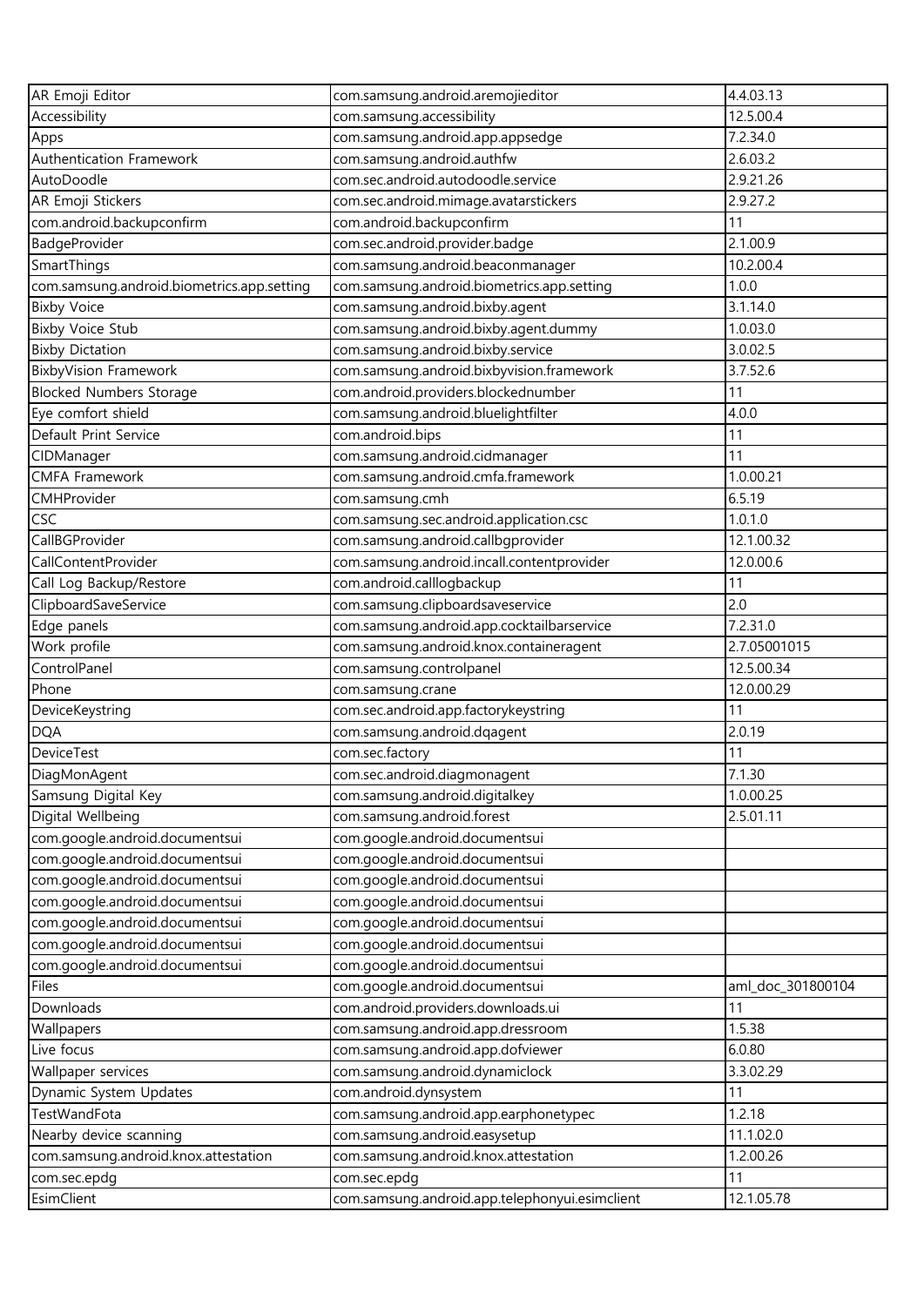| AR Emoji Editor | com.samsung.android.aremojieditor | 4.4.03.13 |
|---|---|---|
| Accessibility | com.samsung.accessibility | 12.5.00.4 |
| Apps | com.samsung.android.app.appsedge | 7.2.34.0 |
| Authentication Framework | com.samsung.android.authfw | 2.6.03.2 |
| AutoDoodle | com.sec.android.autodoodle.service | 2.9.21.26 |
| AR Emoji Stickers | com.sec.android.mimage.avatarstickers | 2.9.27.2 |
| com.android.backupconfirm | com.android.backupconfirm | 11 |
| BadgeProvider | com.sec.android.provider.badge | 2.1.00.9 |
| SmartThings | com.samsung.android.beaconmanager | 10.2.00.4 |
| com.samsung.android.biometrics.app.setting | com.samsung.android.biometrics.app.setting | 1.0.0 |
| Bixby Voice | com.samsung.android.bixby.agent | 3.1.14.0 |
| Bixby Voice Stub | com.samsung.android.bixby.agent.dummy | 1.0.03.0 |
| Bixby Dictation | com.samsung.android.bixby.service | 3.0.02.5 |
| BixbyVision Framework | com.samsung.android.bixbyvision.framework | 3.7.52.6 |
| Blocked Numbers Storage | com.android.providers.blockednumber | 11 |
| Eye comfort shield | com.samsung.android.bluelightfilter | 4.0.0 |
| Default Print Service | com.android.bips | 11 |
| CIDManager | com.samsung.android.cidmanager | 11 |
| CMFA Framework | com.samsung.android.cmfa.framework | 1.0.00.21 |
| CMHProvider | com.samsung.cmh | 6.5.19 |
| CSC | com.samsung.sec.android.application.csc | 1.0.1.0 |
| CallBGProvider | com.samsung.android.callbgprovider | 12.1.00.32 |
| CallContentProvider | com.samsung.android.incall.contentprovider | 12.0.00.6 |
| Call Log Backup/Restore | com.android.calllogbackup | 11 |
| ClipboardSaveService | com.samsung.clipboardsaveservice | 2.0 |
| Edge panels | com.samsung.android.app.cocktailbarservice | 7.2.31.0 |
| Work profile | com.samsung.android.knox.containeragent | 2.7.05001015 |
| ControlPanel | com.samsung.controlpanel | 12.5.00.34 |
| Phone | com.samsung.crane | 12.0.00.29 |
| DeviceKeystring | com.sec.android.app.factorykeystring | 11 |
| DQA | com.samsung.android.dqagent | 2.0.19 |
| DeviceTest | com.sec.factory | 11 |
| DiagMonAgent | com.sec.android.diagmonagent | 7.1.30 |
| Samsung Digital Key | com.samsung.android.digitalkey | 1.0.00.25 |
| Digital Wellbeing | com.samsung.android.forest | 2.5.01.11 |
| com.google.android.documentsui | com.google.android.documentsui | |
| com.google.android.documentsui | com.google.android.documentsui | |
| com.google.android.documentsui | com.google.android.documentsui | |
| com.google.android.documentsui | com.google.android.documentsui | |
| com.google.android.documentsui | com.google.android.documentsui | |
| com.google.android.documentsui | com.google.android.documentsui | |
| com.google.android.documentsui | com.google.android.documentsui | |
| Files | com.google.android.documentsui | aml_doc_301800104 |
| Downloads | com.android.providers.downloads.ui | 11 |
| Wallpapers | com.samsung.android.app.dressroom | 1.5.38 |
| Live focus | com.samsung.android.app.dofviewer | 6.0.80 |
| Wallpaper services | com.samsung.android.dynamiclock | 3.3.02.29 |
| Dynamic System Updates | com.android.dynsystem | 11 |
| TestWandFota | com.samsung.android.app.earphonetypec | 1.2.18 |
| Nearby device scanning | com.samsung.android.easysetup | 11.1.02.0 |
| com.samsung.android.knox.attestation | com.samsung.android.knox.attestation | 1.2.00.26 |
| com.sec.epdg | com.sec.epdg | 11 |
| EsimClient | com.samsung.android.app.telephonyui.esimclient | 12.1.05.78 |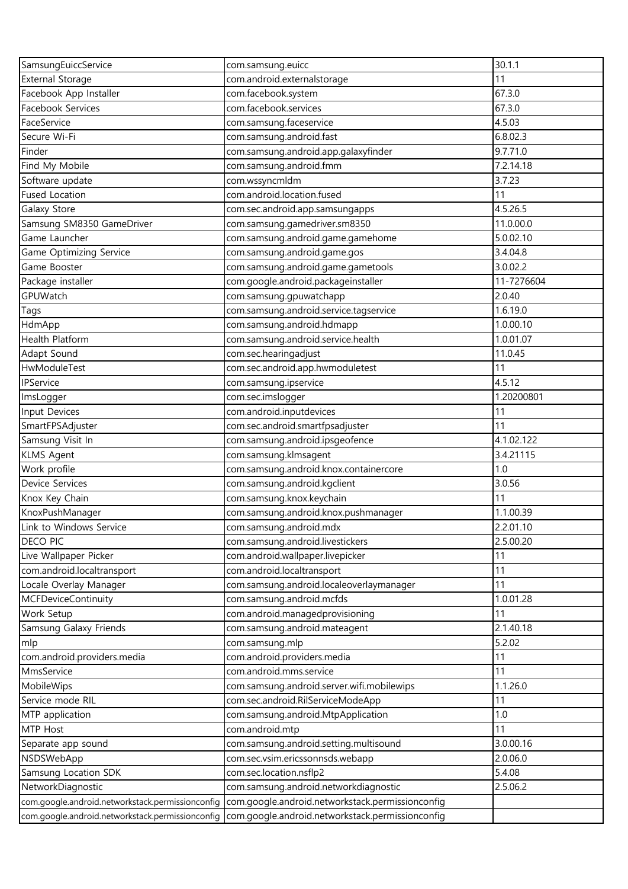| SamsungEuiccService | com.samsung.euicc | 30.1.1 |
|---|---|---|
| External Storage | com.android.externalstorage | 11 |
| Facebook App Installer | com.facebook.system | 67.3.0 |
| Facebook Services | com.facebook.services | 67.3.0 |
| FaceService | com.samsung.faceservice | 4.5.03 |
| Secure Wi-Fi | com.samsung.android.fast | 6.8.02.3 |
| Finder | com.samsung.android.app.galaxyfinder | 9.7.71.0 |
| Find My Mobile | com.samsung.android.fmm | 7.2.14.18 |
| Software update | com.wssyncmldm | 3.7.23 |
| Fused Location | com.android.location.fused | 11 |
| Galaxy Store | com.sec.android.app.samsungapps | 4.5.26.5 |
| Samsung SM8350 GameDriver | com.samsung.gamedriver.sm8350 | 11.0.00.0 |
| Game Launcher | com.samsung.android.game.gamehome | 5.0.02.10 |
| Game Optimizing Service | com.samsung.android.game.gos | 3.4.04.8 |
| Game Booster | com.samsung.android.game.gametools | 3.0.02.2 |
| Package installer | com.google.android.packageinstaller | 11-7276604 |
| GPUWatch | com.samsung.gpuwatchapp | 2.0.40 |
| Tags | com.samsung.android.service.tagservice | 1.6.19.0 |
| HdmApp | com.samsung.android.hdmapp | 1.0.00.10 |
| Health Platform | com.samsung.android.service.health | 1.0.01.07 |
| Adapt Sound | com.sec.hearingadjust | 11.0.45 |
| HwModuleTest | com.sec.android.app.hwmoduletest | 11 |
| IPService | com.samsung.ipservice | 4.5.12 |
| ImsLogger | com.sec.imslogger | 1.20200801 |
| Input Devices | com.android.inputdevices | 11 |
| SmartFPSAdjuster | com.sec.android.smartfpsadjuster | 11 |
| Samsung Visit In | com.samsung.android.ipsgeofence | 4.1.02.122 |
| KLMS Agent | com.samsung.klmsagent | 3.4.21115 |
| Work profile | com.samsung.android.knox.containercore | 1.0 |
| Device Services | com.samsung.android.kgclient | 3.0.56 |
| Knox Key Chain | com.samsung.knox.keychain | 11 |
| KnoxPushManager | com.samsung.android.knox.pushmanager | 1.1.00.39 |
| Link to Windows Service | com.samsung.android.mdx | 2.2.01.10 |
| DECO PIC | com.samsung.android.livestickers | 2.5.00.20 |
| Live Wallpaper Picker | com.android.wallpaper.livepicker | 11 |
| com.android.localtransport | com.android.localtransport | 11 |
| Locale Overlay Manager | com.samsung.android.localeoverlaymanager | 11 |
| MCFDeviceContinuity | com.samsung.android.mcfds | 1.0.01.28 |
| Work Setup | com.android.managedprovisioning | 11 |
| Samsung Galaxy Friends | com.samsung.android.mateagent | 2.1.40.18 |
| mlp | com.samsung.mlp | 5.2.02 |
| com.android.providers.media | com.android.providers.media | 11 |
| MmsService | com.android.mms.service | 11 |
| MobileWips | com.samsung.android.server.wifi.mobilewips | 1.1.26.0 |
| Service mode RIL | com.sec.android.RilServiceModeApp | 11 |
| MTP application | com.samsung.android.MtpApplication | 1.0 |
| MTP Host | com.android.mtp | 11 |
| Separate app sound | com.samsung.android.setting.multisound | 3.0.00.16 |
| NSDSWebApp | com.sec.vsim.ericssonnsds.webapp | 2.0.06.0 |
| Samsung Location SDK | com.sec.location.nsflp2 | 5.4.08 |
| NetworkDiagnostic | com.samsung.android.networkdiagnostic | 2.5.06.2 |
| com.google.android.networkstack.permissionconfig | com.google.android.networkstack.permissionconfig | |
| com.google.android.networkstack.permissionconfig | com.google.android.networkstack.permissionconfig | |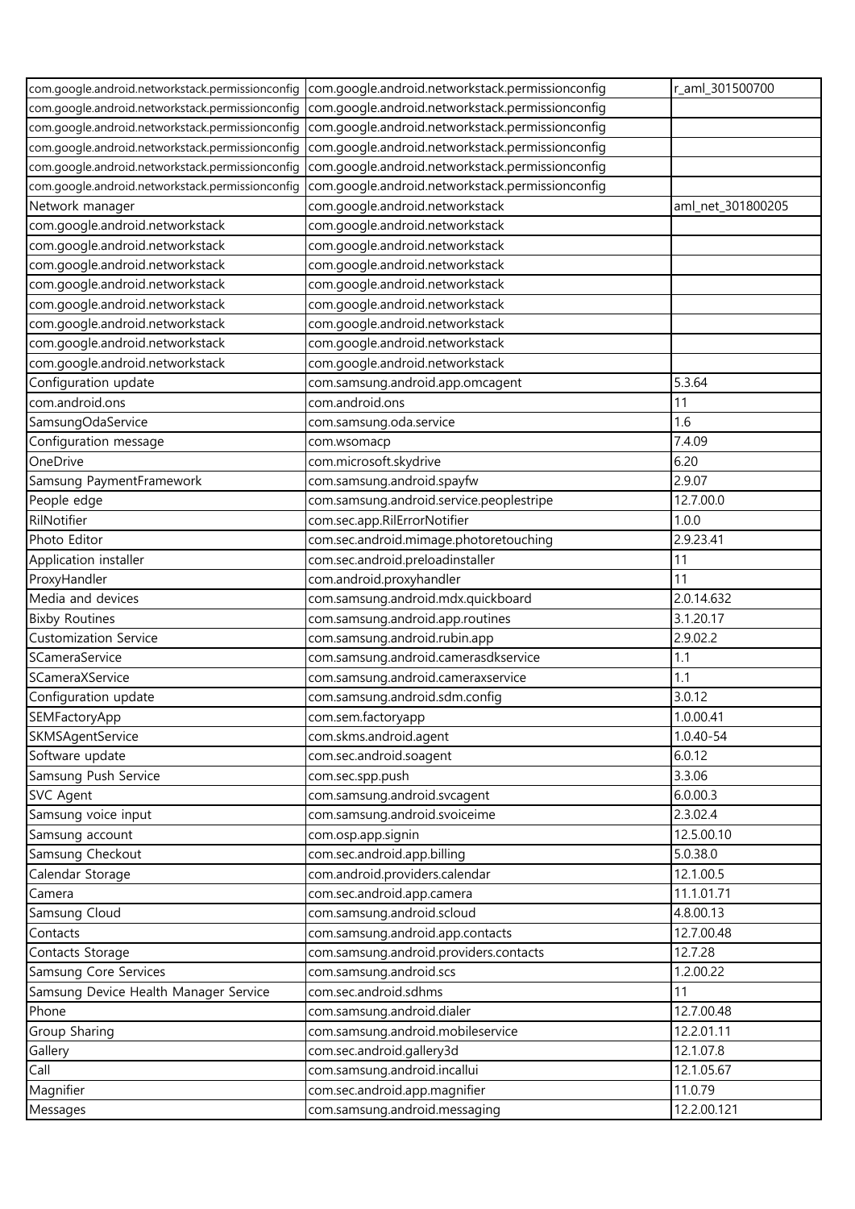| com.google.android.networkstack.permissionconfig | com.google.android.networkstack.permissionconfig | r_aml_301500700 |
|---|---|---|
| com.google.android.networkstack.permissionconfig | com.google.android.networkstack.permissionconfig | |
| com.google.android.networkstack.permissionconfig | com.google.android.networkstack.permissionconfig | |
| com.google.android.networkstack.permissionconfig | com.google.android.networkstack.permissionconfig | |
| com.google.android.networkstack.permissionconfig | com.google.android.networkstack.permissionconfig | |
| com.google.android.networkstack.permissionconfig | com.google.android.networkstack.permissionconfig | |
| Network manager | com.google.android.networkstack | aml_net_301800205 |
| com.google.android.networkstack | com.google.android.networkstack | |
| com.google.android.networkstack | com.google.android.networkstack | |
| com.google.android.networkstack | com.google.android.networkstack | |
| com.google.android.networkstack | com.google.android.networkstack | |
| com.google.android.networkstack | com.google.android.networkstack | |
| com.google.android.networkstack | com.google.android.networkstack | |
| com.google.android.networkstack | com.google.android.networkstack | |
| com.google.android.networkstack | com.google.android.networkstack | |
| Configuration update | com.samsung.android.app.omcagent | 5.3.64 |
| com.android.ons | com.android.ons | 11 |
| SamsungOdaService | com.samsung.oda.service | 1.6 |
| Configuration message | com.wsomacp | 7.4.09 |
| OneDrive | com.microsoft.skydrive | 6.20 |
| Samsung PaymentFramework | com.samsung.android.spayfw | 2.9.07 |
| People edge | com.samsung.android.service.peoplestripe | 12.7.00.0 |
| RilNotifier | com.sec.app.RilErrorNotifier | 1.0.0 |
| Photo Editor | com.sec.android.mimage.photoretouching | 2.9.23.41 |
| Application installer | com.sec.android.preloadinstaller | 11 |
| ProxyHandler | com.android.proxyhandler | 11 |
| Media and devices | com.samsung.android.mdx.quickboard | 2.0.14.632 |
| Bixby Routines | com.samsung.android.app.routines | 3.1.20.17 |
| Customization Service | com.samsung.android.rubin.app | 2.9.02.2 |
| SCameraService | com.samsung.android.camerasdkservice | 1.1 |
| SCameraXService | com.samsung.android.cameraxservice | 1.1 |
| Configuration update | com.samsung.android.sdm.config | 3.0.12 |
| SEMFactoryApp | com.sem.factoryapp | 1.0.00.41 |
| SKMSAgentService | com.skms.android.agent | 1.0.40-54 |
| Software update | com.sec.android.soagent | 6.0.12 |
| Samsung Push Service | com.sec.spp.push | 3.3.06 |
| SVC Agent | com.samsung.android.svcagent | 6.0.00.3 |
| Samsung voice input | com.samsung.android.svoiceime | 2.3.02.4 |
| Samsung account | com.osp.app.signin | 12.5.00.10 |
| Samsung Checkout | com.sec.android.app.billing | 5.0.38.0 |
| Calendar Storage | com.android.providers.calendar | 12.1.00.5 |
| Camera | com.sec.android.app.camera | 11.1.01.71 |
| Samsung Cloud | com.samsung.android.scloud | 4.8.00.13 |
| Contacts | com.samsung.android.app.contacts | 12.7.00.48 |
| Contacts Storage | com.samsung.android.providers.contacts | 12.7.28 |
| Samsung Core Services | com.samsung.android.scs | 1.2.00.22 |
| Samsung Device Health Manager Service | com.sec.android.sdhms | 11 |
| Phone | com.samsung.android.dialer | 12.7.00.48 |
| Group Sharing | com.samsung.android.mobileservice | 12.2.01.11 |
| Gallery | com.sec.android.gallery3d | 12.1.07.8 |
| Call | com.samsung.android.incallui | 12.1.05.67 |
| Magnifier | com.sec.android.app.magnifier | 11.0.79 |
| Messages | com.samsung.android.messaging | 12.2.00.121 |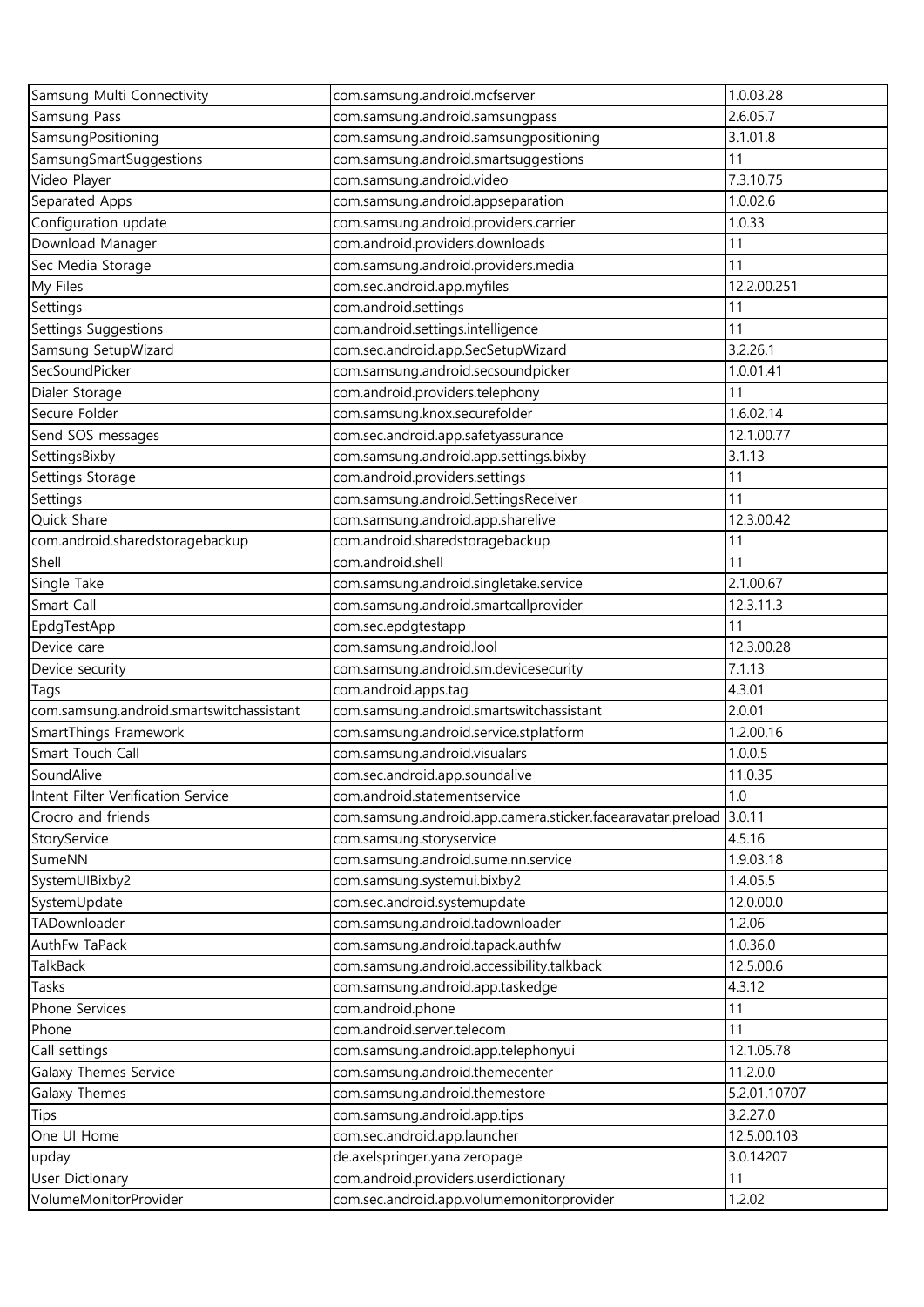| Samsung Multi Connectivity | com.samsung.android.mcfserver | 1.0.03.28 |
|---|---|---|
| Samsung Pass | com.samsung.android.samsungpass | 2.6.05.7 |
| SamsungPositioning | com.samsung.android.samsungpositioning | 3.1.01.8 |
| SamsungSmartSuggestions | com.samsung.android.smartsuggestions | 11 |
| Video Player | com.samsung.android.video | 7.3.10.75 |
| Separated Apps | com.samsung.android.appseparation | 1.0.02.6 |
| Configuration update | com.samsung.android.providers.carrier | 1.0.33 |
| Download Manager | com.android.providers.downloads | 11 |
| Sec Media Storage | com.samsung.android.providers.media | 11 |
| My Files | com.sec.android.app.myfiles | 12.2.00.251 |
| Settings | com.android.settings | 11 |
| Settings Suggestions | com.android.settings.intelligence | 11 |
| Samsung SetupWizard | com.sec.android.app.SecSetupWizard | 3.2.26.1 |
| SecSoundPicker | com.samsung.android.secsoundpicker | 1.0.01.41 |
| Dialer Storage | com.android.providers.telephony | 11 |
| Secure Folder | com.samsung.knox.securefolder | 1.6.02.14 |
| Send SOS messages | com.sec.android.app.safetyassurance | 12.1.00.77 |
| SettingsBixby | com.samsung.android.app.settings.bixby | 3.1.13 |
| Settings Storage | com.android.providers.settings | 11 |
| Settings | com.samsung.android.SettingsReceiver | 11 |
| Quick Share | com.samsung.android.app.sharelive | 12.3.00.42 |
| com.android.sharedstoragebackup | com.android.sharedstoragebackup | 11 |
| Shell | com.android.shell | 11 |
| Single Take | com.samsung.android.singletake.service | 2.1.00.67 |
| Smart Call | com.samsung.android.smartcallprovider | 12.3.11.3 |
| EpdgTestApp | com.sec.epdgtestapp | 11 |
| Device care | com.samsung.android.lool | 12.3.00.28 |
| Device security | com.samsung.android.sm.devicesecurity | 7.1.13 |
| Tags | com.android.apps.tag | 4.3.01 |
| com.samsung.android.smartswitchassistant | com.samsung.android.smartswitchassistant | 2.0.01 |
| SmartThings Framework | com.samsung.android.service.stplatform | 1.2.00.16 |
| Smart Touch Call | com.samsung.android.visualars | 1.0.0.5 |
| SoundAlive | com.sec.android.app.soundalive | 11.0.35 |
| Intent Filter Verification Service | com.android.statementservice | 1.0 |
| Crocro and friends | com.samsung.android.app.camera.sticker.facearavatar.preload | 3.0.11 |
| StoryService | com.samsung.storyservice | 4.5.16 |
| SumeNN | com.samsung.android.sume.nn.service | 1.9.03.18 |
| SystemUIBixby2 | com.samsung.systemui.bixby2 | 1.4.05.5 |
| SystemUpdate | com.sec.android.systemupdate | 12.0.00.0 |
| TADownloader | com.samsung.android.tadownloader | 1.2.06 |
| AuthFw TaPack | com.samsung.android.tapack.authfw | 1.0.36.0 |
| TalkBack | com.samsung.android.accessibility.talkback | 12.5.00.6 |
| Tasks | com.samsung.android.app.taskedge | 4.3.12 |
| Phone Services | com.android.phone | 11 |
| Phone | com.android.server.telecom | 11 |
| Call settings | com.samsung.android.app.telephonyui | 12.1.05.78 |
| Galaxy Themes Service | com.samsung.android.themecenter | 11.2.0.0 |
| Galaxy Themes | com.samsung.android.themestore | 5.2.01.10707 |
| Tips | com.samsung.android.app.tips | 3.2.27.0 |
| One UI Home | com.sec.android.app.launcher | 12.5.00.103 |
| upday | de.axelspringer.yana.zeropage | 3.0.14207 |
| User Dictionary | com.android.providers.userdictionary | 11 |
| VolumeMonitorProvider | com.sec.android.app.volumemonitorprovider | 1.2.02 |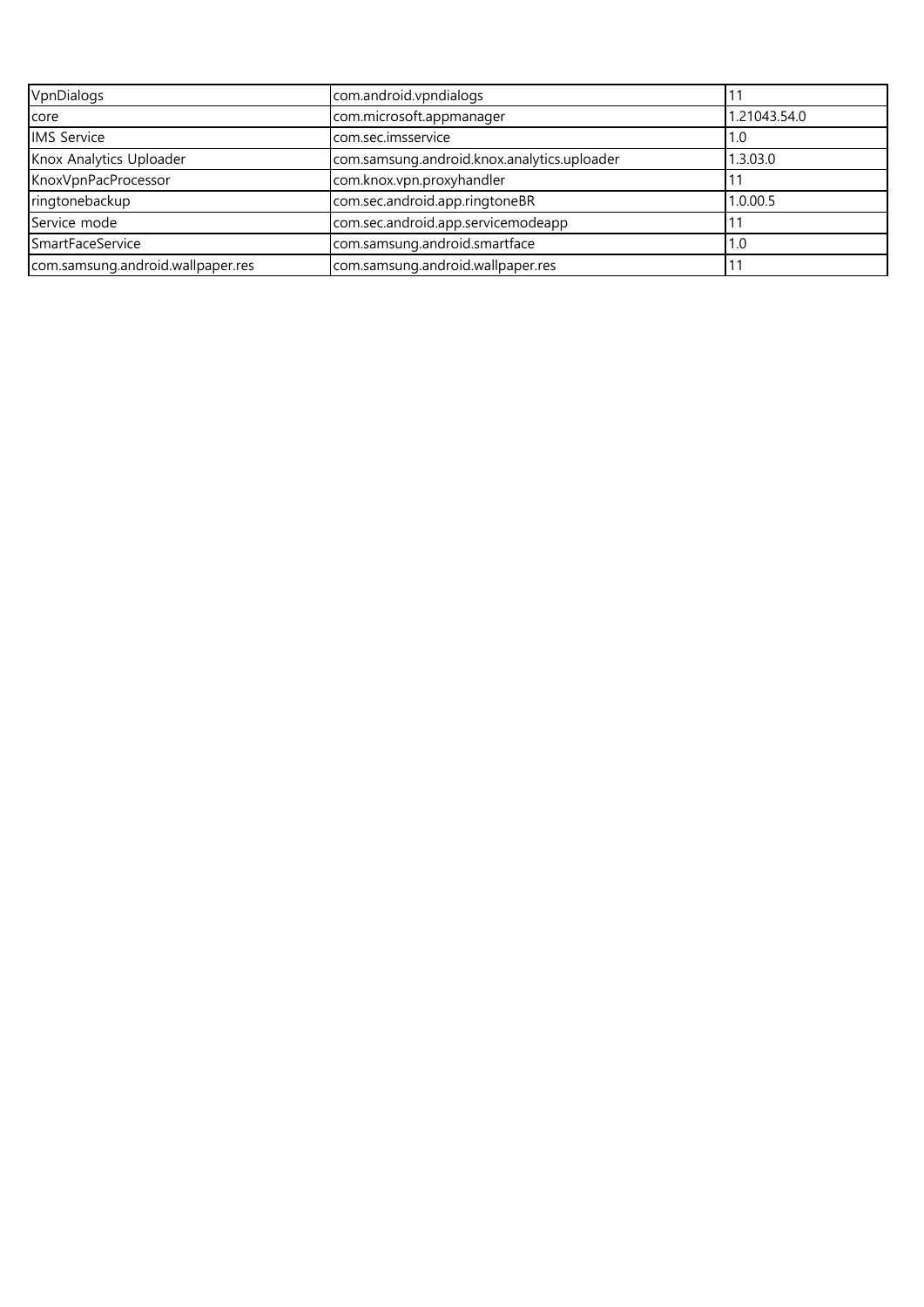| | | |
|---|---|---|
| VpnDialogs | com.android.vpndialogs | 11 |
| core | com.microsoft.appmanager | 1.21043.54.0 |
| IMS Service | com.sec.imsservice | 1.0 |
| Knox Analytics Uploader | com.samsung.android.knox.analytics.uploader | 1.3.03.0 |
| KnoxVpnPacProcessor | com.knox.vpn.proxyhandler | 11 |
| ringtonebackup | com.sec.android.app.ringtoneBR | 1.0.00.5 |
| Service mode | com.sec.android.app.servicemodeapp | 11 |
| SmartFaceService | com.samsung.android.smartface | 1.0 |
| com.samsung.android.wallpaper.res | com.samsung.android.wallpaper.res | 11 |